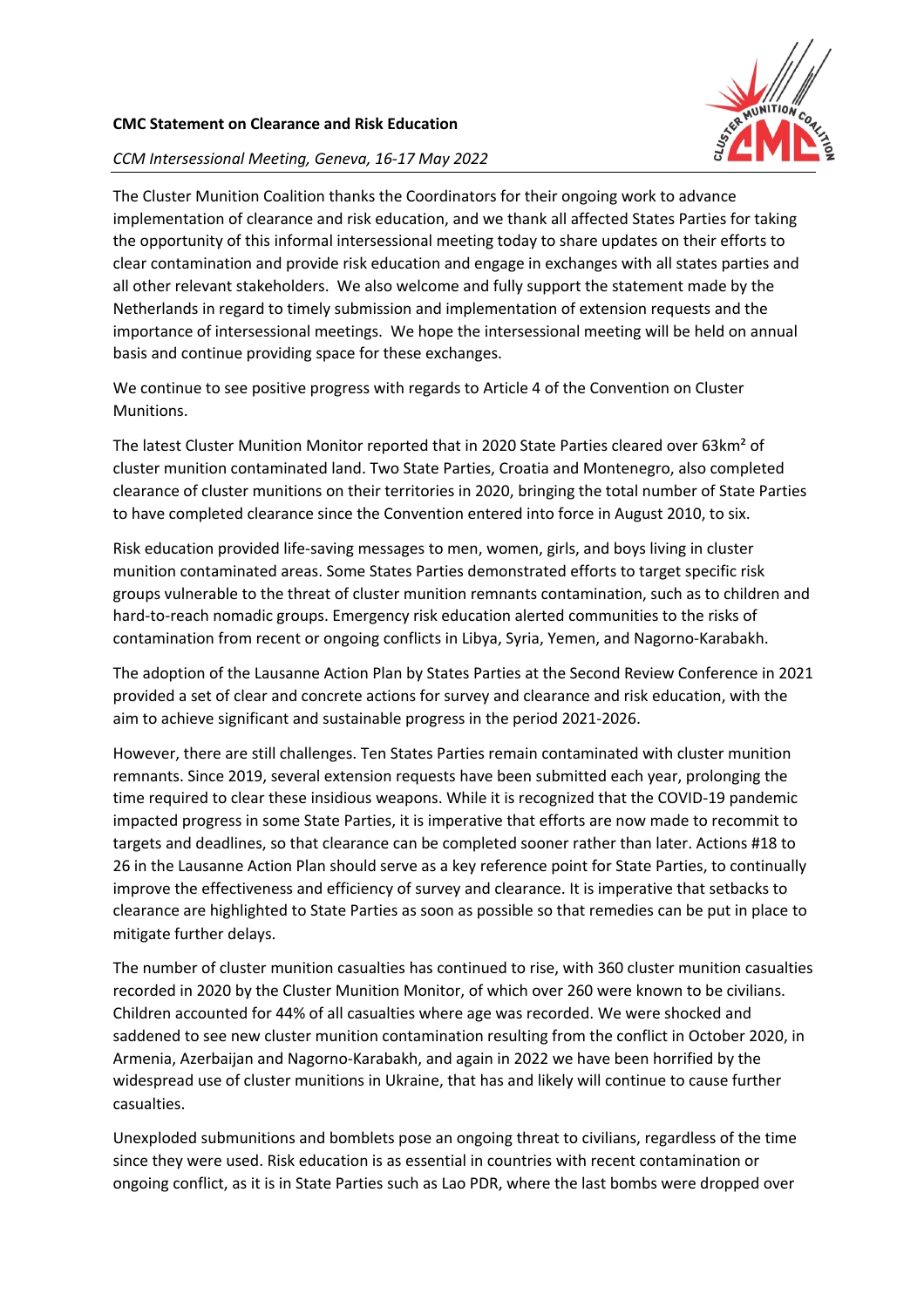**CMC Statement on Clearance and Risk Education**

*CCM Intersessional Meeting, Geneva, 16-17 May 2022*

The Cluster Munition Coalition thanks the Coordinators for their ongoing work to advance implementation of clearance and risk education, and we thank all affected States Parties for taking the opportunity of this informal intersessional meeting today to share updates on their efforts to clear contamination and provide risk education and engage in exchanges with all states parties and all other relevant stakeholders. We also welcome and fully support the statement made by the Netherlands in regard to timely submission and implementation of extension requests and the importance of intersessional meetings. We hope the intersessional meeting will be held on annual basis and continue providing space for these exchanges.

We continue to see positive progress with regards to Article 4 of the Convention on Cluster Munitions.

The latest Cluster Munition Monitor reported that in 2020 State Parties cleared over 63km² of cluster munition contaminated land. Two State Parties, Croatia and Montenegro, also completed clearance of cluster munitions on their territories in 2020, bringing the total number of State Parties to have completed clearance since the Convention entered into force in August 2010, to six.

Risk education provided life-saving messages to men, women, girls, and boys living in cluster munition contaminated areas. Some States Parties demonstrated efforts to target specific risk groups vulnerable to the threat of cluster munition remnants contamination, such as to children and hard-to-reach nomadic groups. Emergency risk education alerted communities to the risks of contamination from recent or ongoing conflicts in Libya, Syria, Yemen, and Nagorno-Karabakh.

The adoption of the Lausanne Action Plan by States Parties at the Second Review Conference in 2021 provided a set of clear and concrete actions for survey and clearance and risk education, with the aim to achieve significant and sustainable progress in the period 2021-2026.

However, there are still challenges. Ten States Parties remain contaminated with cluster munition remnants. Since 2019, several extension requests have been submitted each year, prolonging the time required to clear these insidious weapons. While it is recognized that the COVID-19 pandemic impacted progress in some State Parties, it is imperative that efforts are now made to recommit to targets and deadlines, so that clearance can be completed sooner rather than later. Actions #18 to 26 in the Lausanne Action Plan should serve as a key reference point for State Parties, to continually improve the effectiveness and efficiency of survey and clearance. It is imperative that setbacks to clearance are highlighted to State Parties as soon as possible so that remedies can be put in place to mitigate further delays.

The number of cluster munition casualties has continued to rise, with 360 cluster munition casualties recorded in 2020 by the Cluster Munition Monitor, of which over 260 were known to be civilians. Children accounted for 44% of all casualties where age was recorded. We were shocked and saddened to see new cluster munition contamination resulting from the conflict in October 2020, in Armenia, Azerbaijan and Nagorno-Karabakh, and again in 2022 we have been horrified by the widespread use of cluster munitions in Ukraine, that has and likely will continue to cause further casualties.

Unexploded submunitions and bomblets pose an ongoing threat to civilians, regardless of the time since they were used. Risk education is as essential in countries with recent contamination or ongoing conflict, as it is in State Parties such as Lao PDR, where the last bombs were dropped over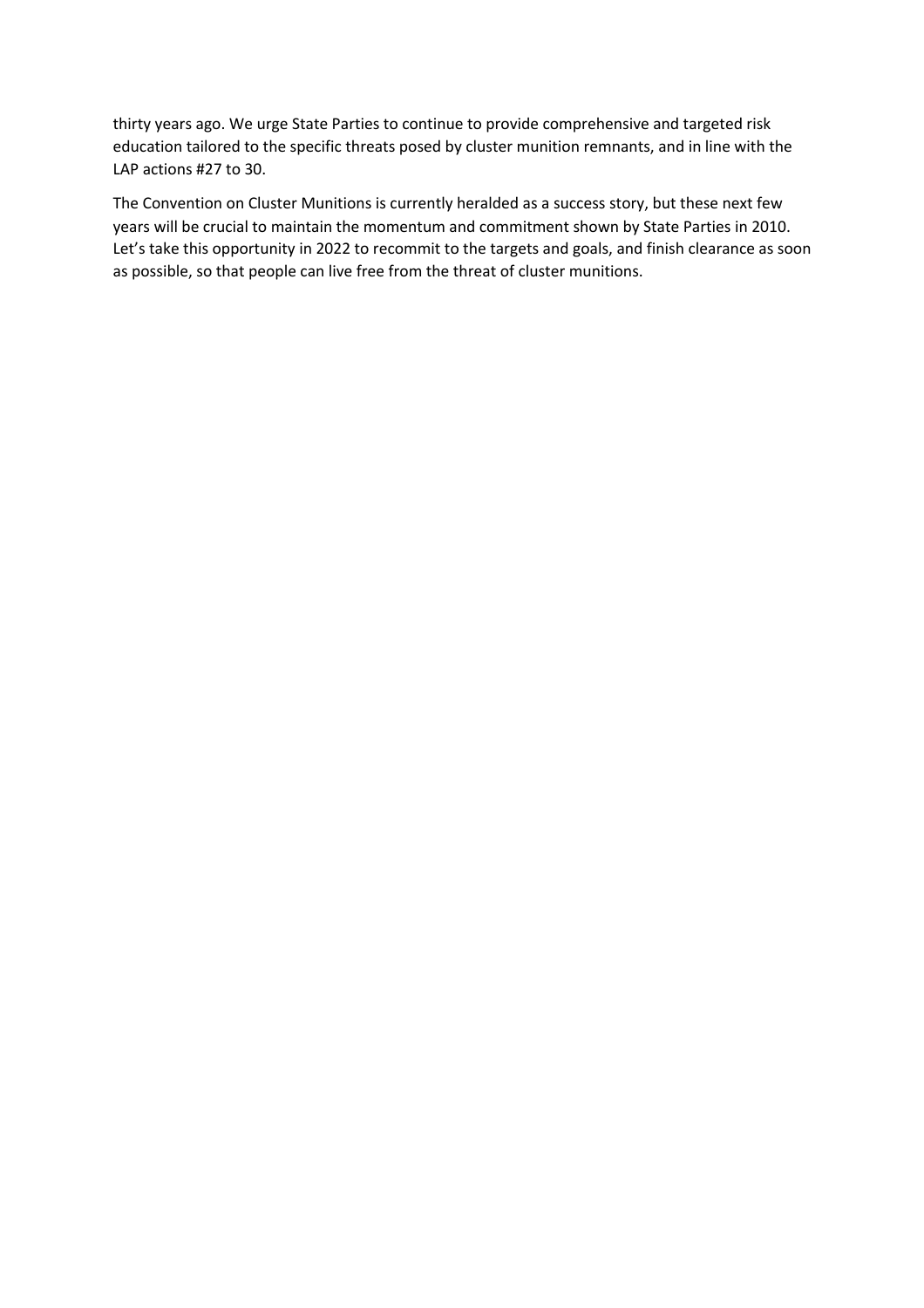thirty years ago. We urge State Parties to continue to provide comprehensive and targeted risk education tailored to the specific threats posed by cluster munition remnants, and in line with the LAP actions #27 to 30.

The Convention on Cluster Munitions is currently heralded as a success story, but these next few years will be crucial to maintain the momentum and commitment shown by State Parties in 2010. Let's take this opportunity in 2022 to recommit to the targets and goals, and finish clearance as soon as possible, so that people can live free from the threat of cluster munitions.